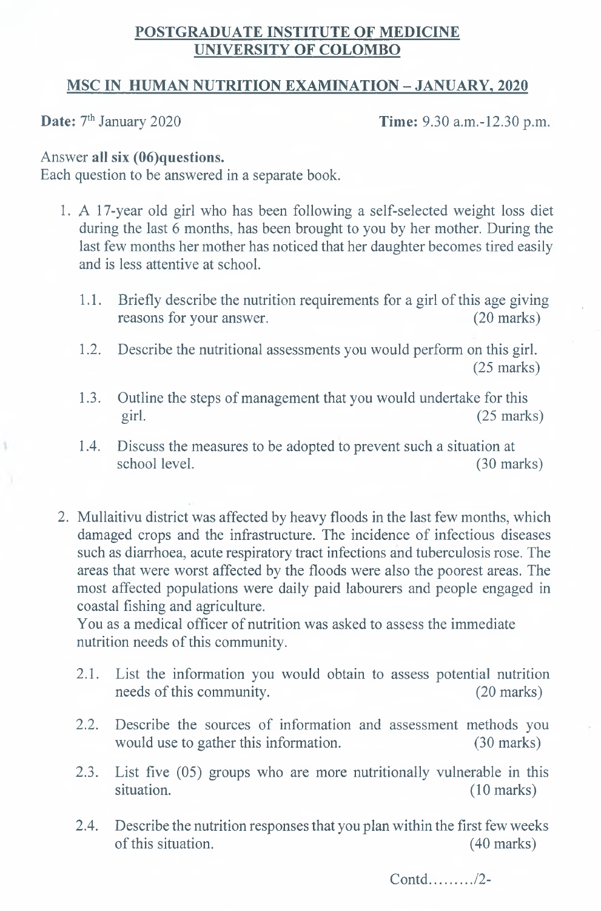# POSTGRADUATE INSTITUTE OF MEDICINE
# UNIVERSITY OF COLOMBO

## MSC IN HUMAN NUTRITION EXAMINATION – JANUARY, 2020

**Date:** 7th January 2020 **Time:** 9.30 a.m.-12.30 p.m.

Answer **all six (06)questions.**
Each question to be answered in a separate book.

1. A 17-year old girl who has been following a self-selected weight loss diet during the last 6 months, has been brought to you by her mother. During the last few months her mother has noticed that her daughter becomes tired easily and is less attentive at school.

   1.1. Briefly describe the nutrition requirements for a girl of this age giving reasons for your answer. (20 marks)

   1.2. Describe the nutritional assessments you would perform on this girl. (25 marks)

   1.3. Outline the steps of management that you would undertake for this girl. (25 marks)

   1.4. Discuss the measures to be adopted to prevent such a situation at school level. (30 marks)

2. Mullaitivu district was affected by heavy floods in the last few months, which damaged crops and the infrastructure. The incidence of infectious diseases such as diarrhoea, acute respiratory tract infections and tuberculosis rose. The areas that were worst affected by the floods were also the poorest areas. The most affected populations were daily paid labourers and people engaged in coastal fishing and agriculture.
   You as a medical officer of nutrition was asked to assess the immediate nutrition needs of this community.

   2.1. List the information you would obtain to assess potential nutrition needs of this community. (20 marks)

   2.2. Describe the sources of information and assessment methods you would use to gather this information. (30 marks)

   2.3. List five (05) groups who are more nutritionally vulnerable in this situation. (10 marks)

   2.4. Describe the nutrition responses that you plan within the first few weeks of this situation. (40 marks)

Contd………/2-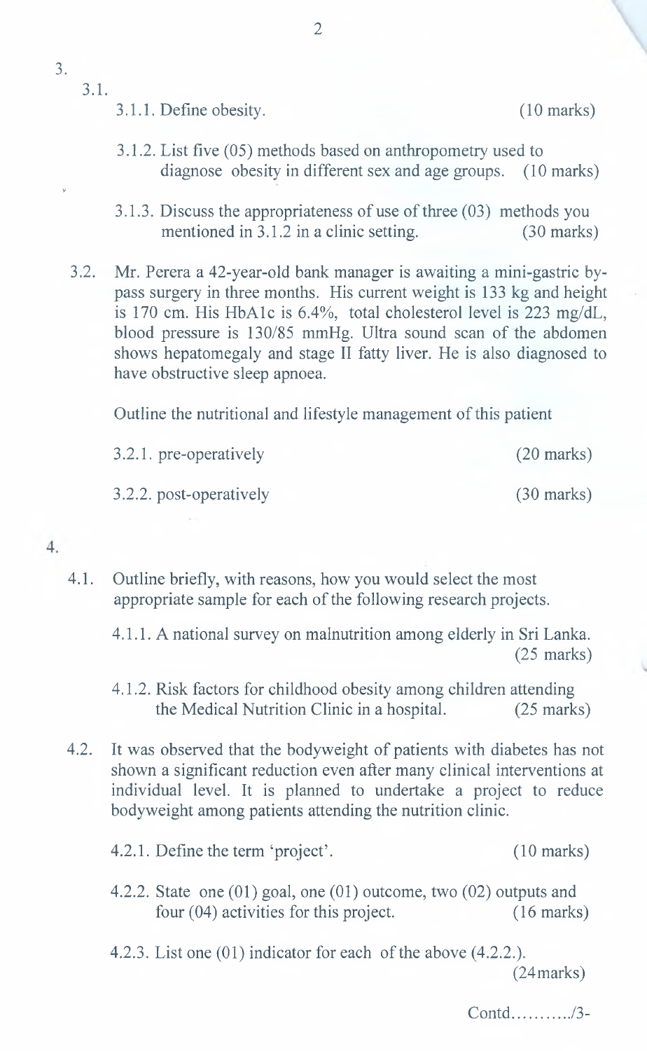3.

3.1.

3.1.1. Define obesity. (10 marks)

3.1.2. List five (05) methods based on anthropometry used to diagnose obesity in different sex and age groups. (10 marks)

3.1.3. Discuss the appropriateness of use of three (03) methods you mentioned in 3.1.2 in a clinic setting. (30 marks)

3.2. Mr. Perera a 42-year-old bank manager is awaiting a mini-gastric by-pass surgery in three months. His current weight is 133 kg and height is 170 cm. His HbA1c is 6.4%, total cholesterol level is 223 mg/dL, blood pressure is 130/85 mmHg. Ultra sound scan of the abdomen shows hepatomegaly and stage II fatty liver. He is also diagnosed to have obstructive sleep apnoea.

Outline the nutritional and lifestyle management of this patient

3.2.1. pre-operatively (20 marks)

3.2.2. post-operatively (30 marks)

4.

4.1. Outline briefly, with reasons, how you would select the most appropriate sample for each of the following research projects.

4.1.1. A national survey on malnutrition among elderly in Sri Lanka. (25 marks)

4.1.2. Risk factors for childhood obesity among children attending the Medical Nutrition Clinic in a hospital. (25 marks)

4.2. It was observed that the bodyweight of patients with diabetes has not shown a significant reduction even after many clinical interventions at individual level. It is planned to undertake a project to reduce bodyweight among patients attending the nutrition clinic.

4.2.1. Define the term 'project'. (10 marks)

4.2.2. State one (01) goal, one (01) outcome, two (02) outputs and four (04) activities for this project. (16 marks)

4.2.3. List one (01) indicator for each of the above (4.2.2.). (24marks)

Contd………../3-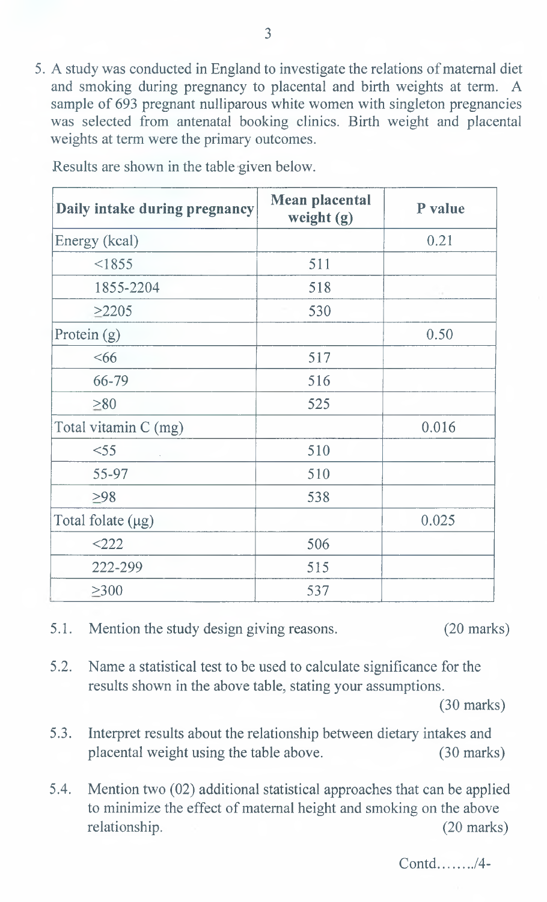5. A study was conducted in England to investigate the relations of maternal diet and smoking during pregnancy to placental and birth weights at term. A sample of 693 pregnant nulliparous white women with singleton pregnancies was selected from antenatal booking clinics. Birth weight and placental weights at term were the primary outcomes.

Results are shown in the table given below.

| Daily intake during pregnancy | Mean placental weight (g) | P value |
|---|---|---|
| Energy (kcal) | | 0.21 |
| <1855 | 511 | |
| 1855-2204 | 518 | |
| ≥2205 | 530 | |
| Protein (g) | | 0.50 |
| <66 | 517 | |
| 66-79 | 516 | |
| ≥80 | 525 | |
| Total vitamin C (mg) | | 0.016 |
| <55 | 510 | |
| 55-97 | 510 | |
| ≥98 | 538 | |
| Total folate (μg) | | 0.025 |
| <222 | 506 | |
| 222-299 | 515 | |
| ≥300 | 537 | |

5.1. Mention the study design giving reasons. (20 marks)

5.2. Name a statistical test to be used to calculate significance for the results shown in the above table, stating your assumptions. (30 marks)

5.3. Interpret results about the relationship between dietary intakes and placental weight using the table above. (30 marks)

5.4. Mention two (02) additional statistical approaches that can be applied to minimize the effect of maternal height and smoking on the above relationship. (20 marks)

Contd......../4-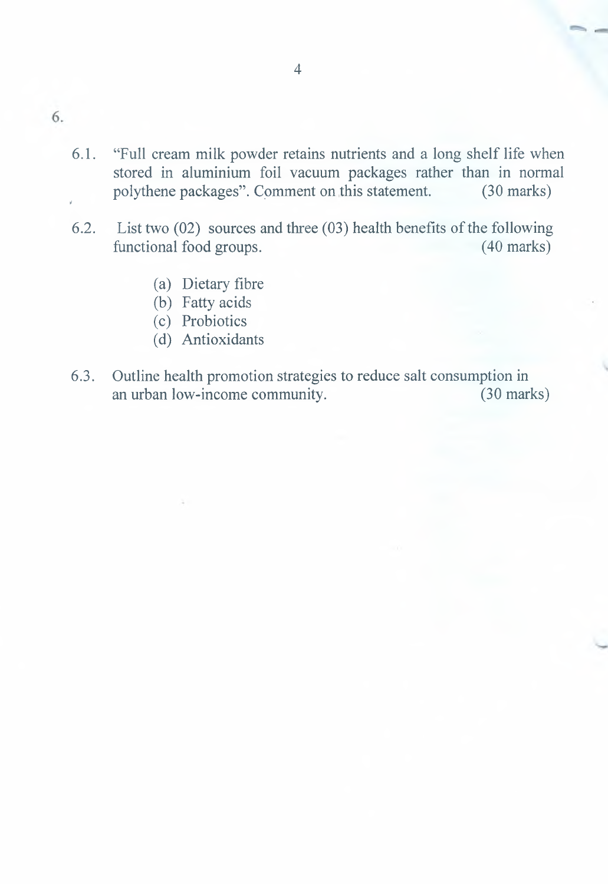6.

6.1. "Full cream milk powder retains nutrients and a long shelf life when stored in aluminium foil vacuum packages rather than in normal polythene packages". Comment on this statement. (30 marks)

6.2. List two (02) sources and three (03) health benefits of the following functional food groups. (40 marks)

(a) Dietary fibre
(b) Fatty acids
(c) Probiotics
(d) Antioxidants

6.3. Outline health promotion strategies to reduce salt consumption in an urban low-income community. (30 marks)